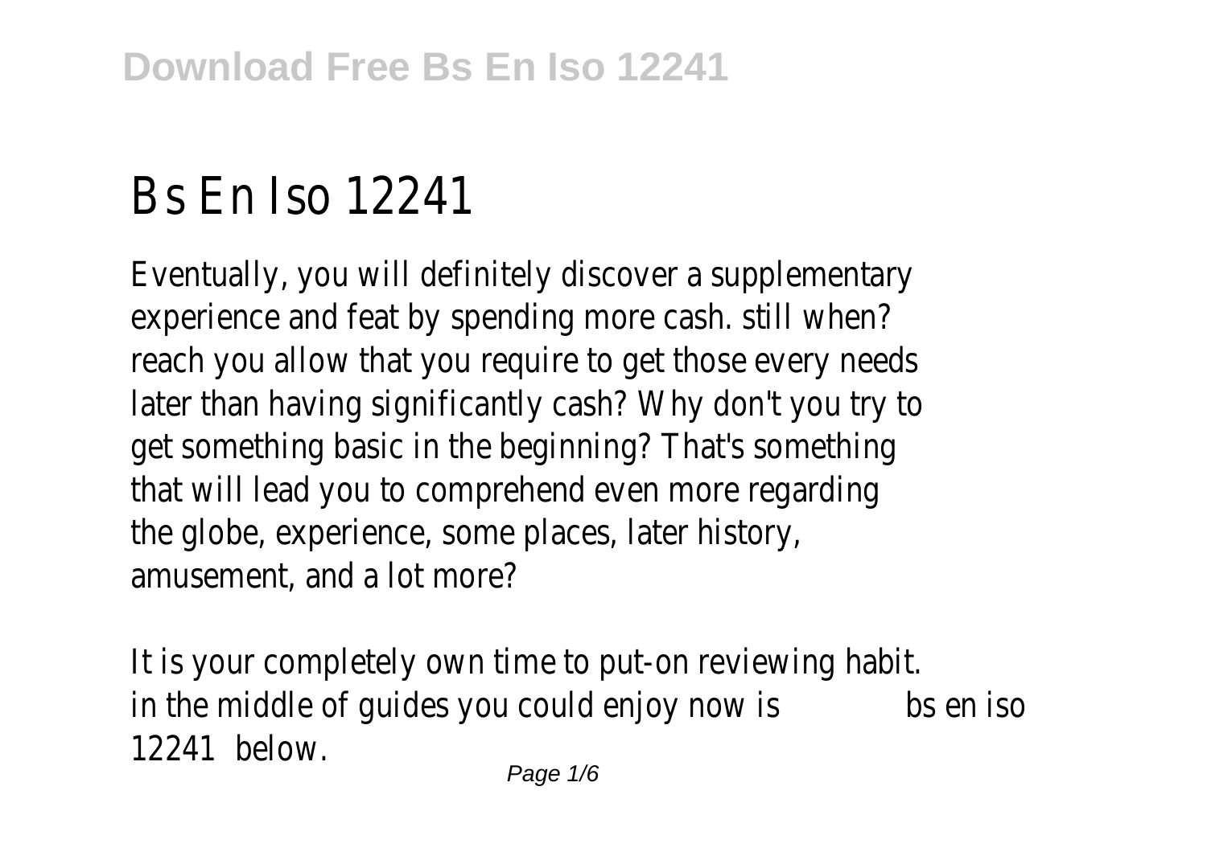# Bs En Iso 12241

Eventually, you will definitely discover a supplementary experience and feat by spending more cash. still when? reach you allow that you require to get those every needs later than having significantly cash? Why don't you try to get something basic in the beginning? That's something that will lead you to comprehend even more regarding the globe, experience, some places, later history, amusement, and a lot more?

It is your completely own time to put-on reviewing habit. in the middle of guides you could enjoy now is bs en iso 12241 below.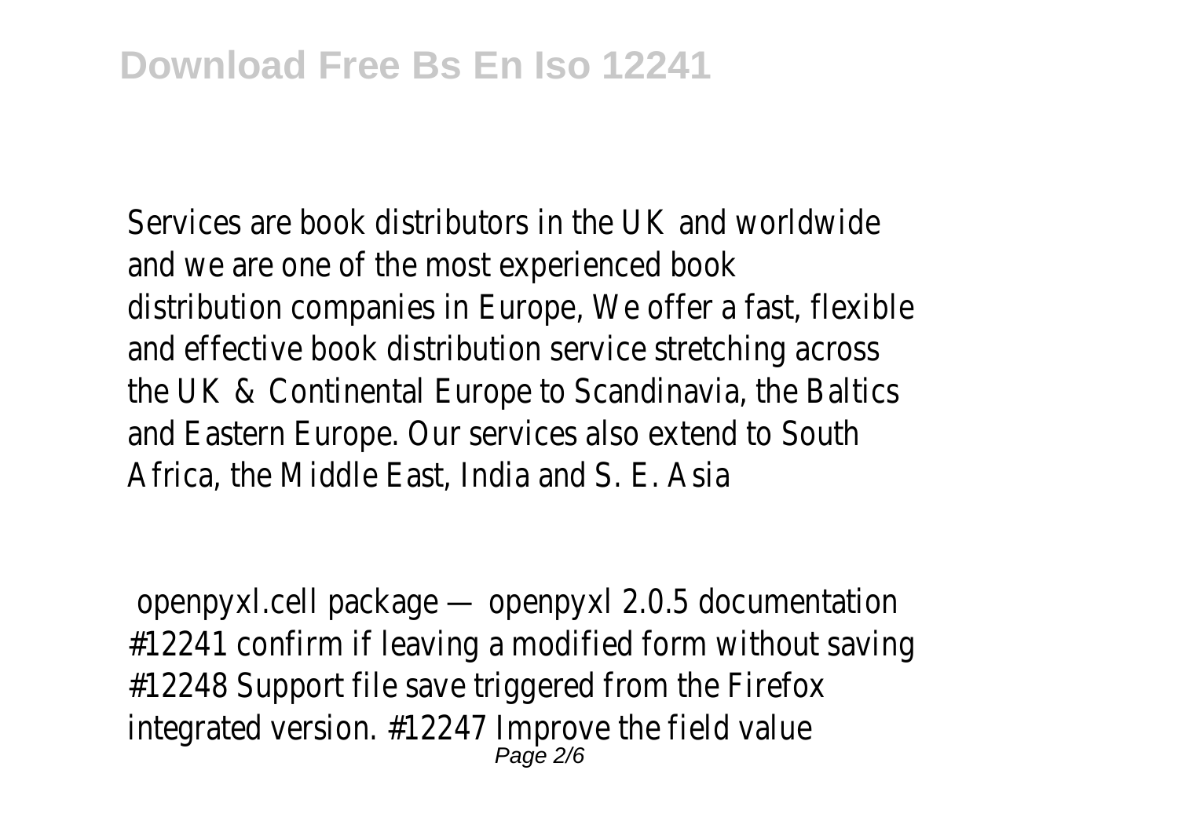Services are book distributors in the UK and worldwide and we are one of the most experienced book distribution companies in Europe, We offer a fast, flexible and effective book distribution service stretching across the UK & Continental Europe to Scandinavia, the Baltics and Eastern Europe. Our services also extend to South Africa, the Middle East, India and S. E. Asia

openpyxl.cell package — openpyxl 2.0.5 documentation

#12241 confirm if leaving a modified form without saving #12248 Support file save triggered from the Firefox integrated version. #12247 Improve the field value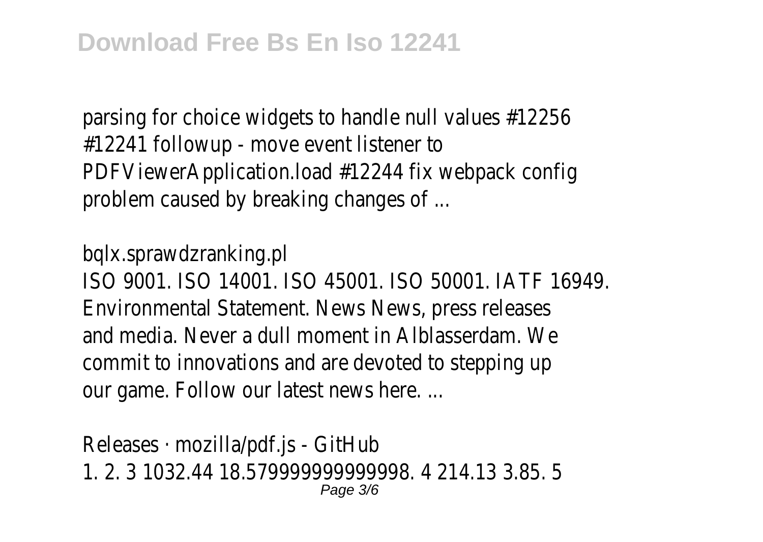parsing for choice widgets to handle null values #12256 #12241 followup - move event listener to PDFViewerApplication.load #12244 fix webpack config problem caused by breaking changes of ...

bqlx.sprawdzranking.pl

ISO 9001. ISO 14001. ISO 45001. ISO 50001. IATF 16949. Environmental Statement. News News, press releases and media. Never a dull moment in Alblasserdam. We commit to innovations and are devoted to stepping up our game. Follow our latest news here. ...

Releases · mozilla/pdf.js - GitHub

1. 2. 3 1032.44 18.579999999999998. 4 214.13 3.85. 5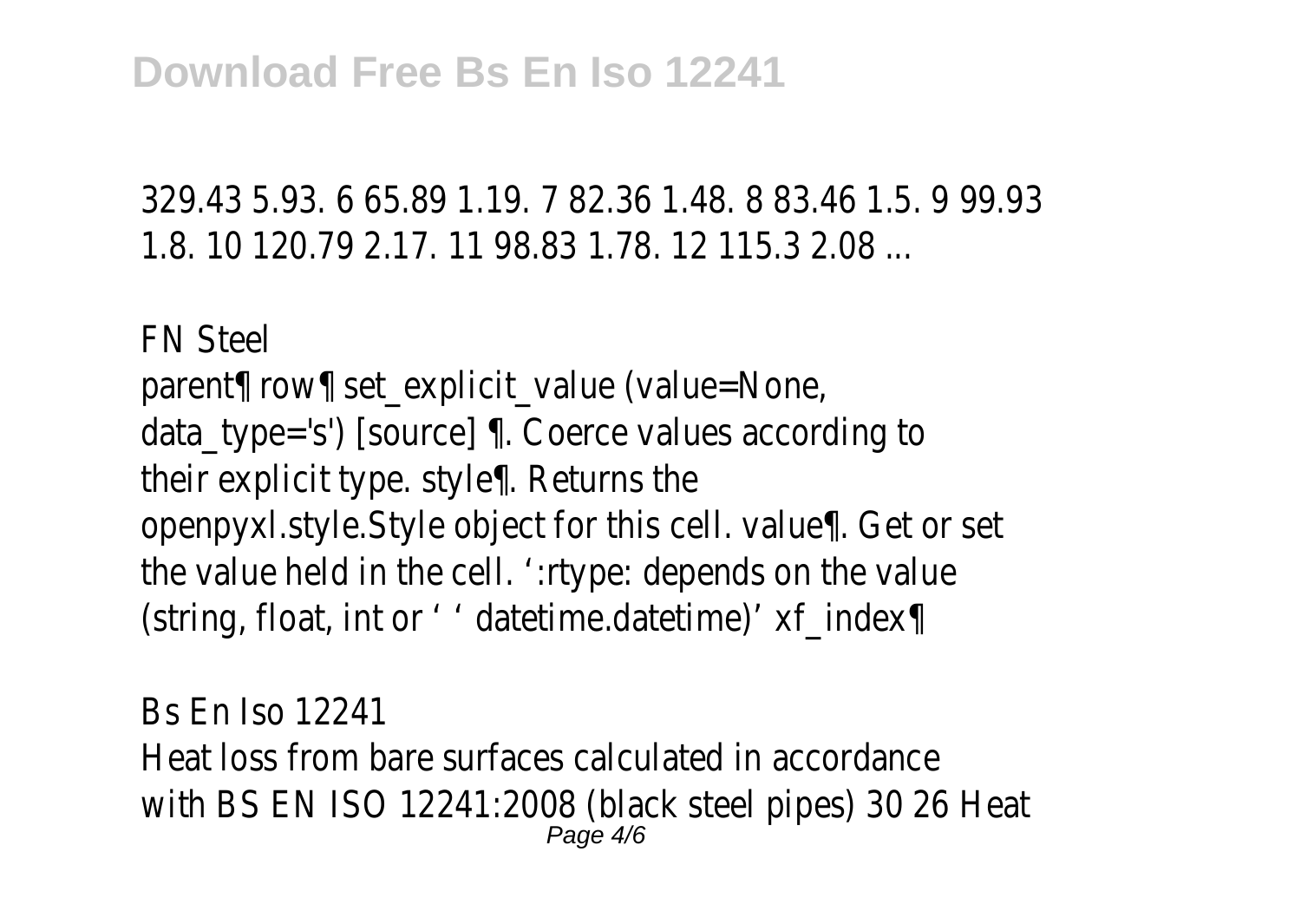329.43 5.93. 6 65.89 1.19. 7 82.36 1.48. 8 83.46 1.5. 9 99.93 1.8. 10 120.79 2.17. 11 98.83 1.78. 12 115.3 2.08 ...

FN Steel

parent¶ row¶ set_explicit_value (value=None, data_type='s') [source] ¶. Coerce values according to their explicit type. style¶. Returns the openpyxl.style.Style object for this cell. value¶. Get or set the value held in the cell. ':rtype: depends on the value (string, float, int or ' ' datetime.datetime)' xf_index¶

Bs En Iso 12241

Heat loss from bare surfaces calculated in accordance with BS EN ISO 12241:2008 (black steel pipes) 30 26 Heat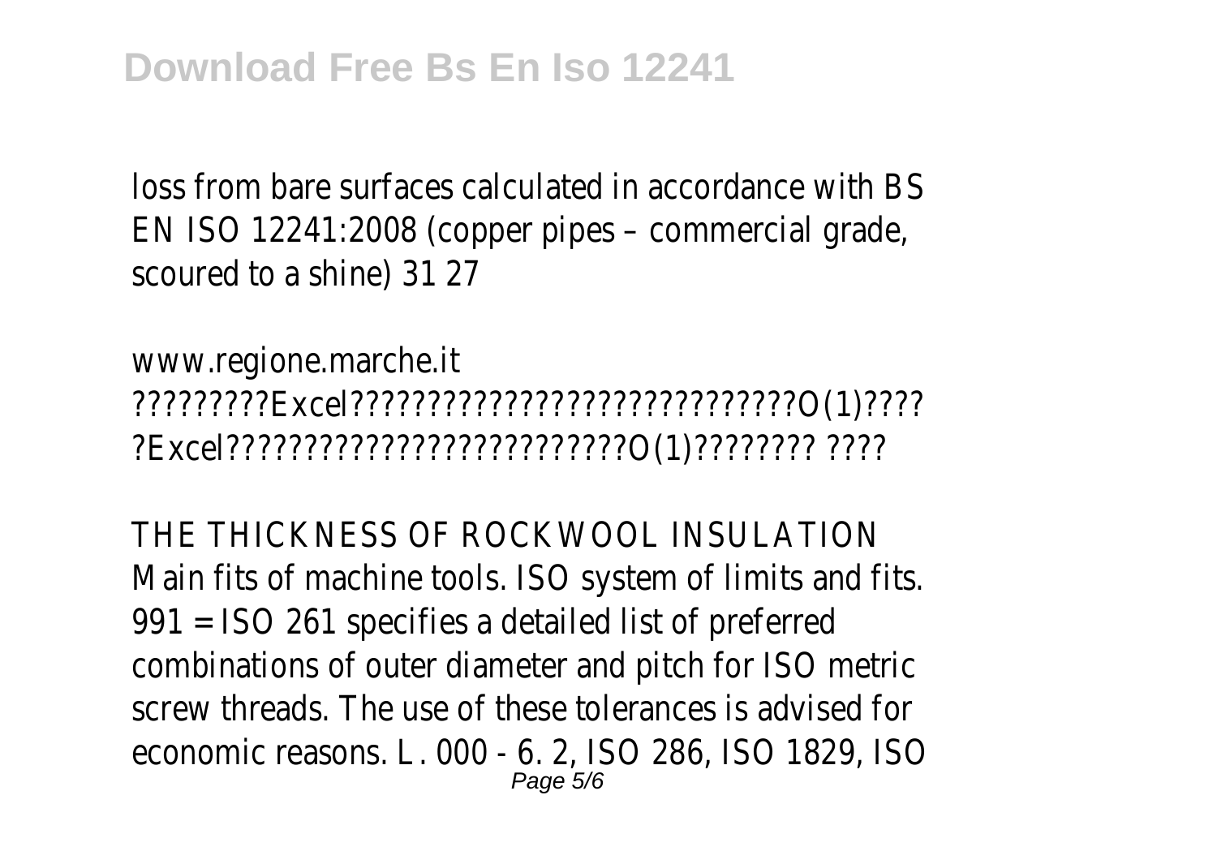loss from bare surfaces calculated in accordance with BS EN ISO 12241:2008 (copper pipes – commercial grade, scoured to a shine) 31 27

www.regione.marche.it
?????????Excel?????????????????????????????O(1)????
?Excel??????????????????????????O(1)???????? ????

THE THICKNESS OF ROCKWOOL INSULATION
Main fits of machine tools. ISO system of limits and fits. 991 = ISO 261 specifies a detailed list of preferred combinations of outer diameter and pitch for ISO metric screw threads. The use of these tolerances is advised for economic reasons. L. 000 - 6. 2, ISO 286, ISO 1829, ISO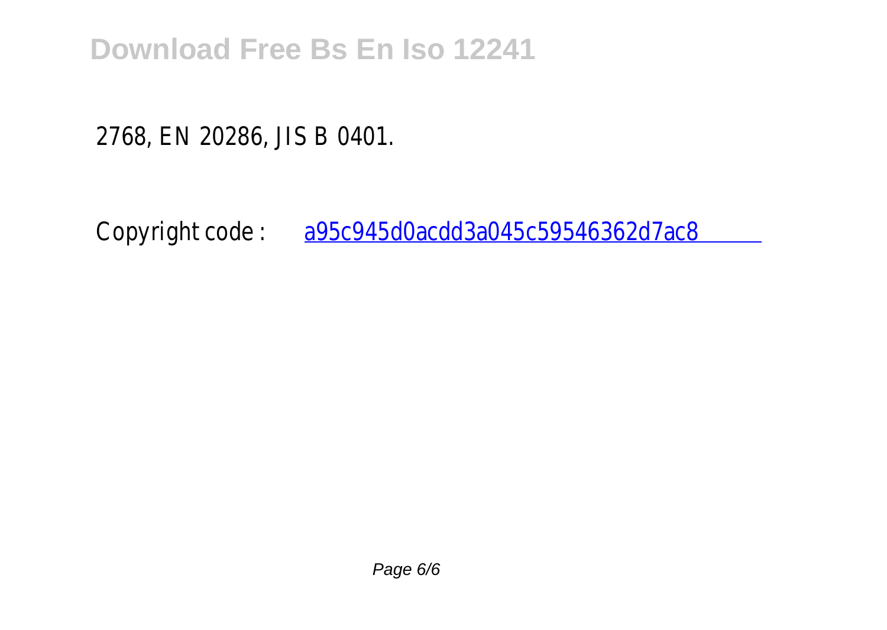2768, EN 20286, JIS B 0401.

Copyright code : a95c945d0acdd3a045c59546362d7ac8